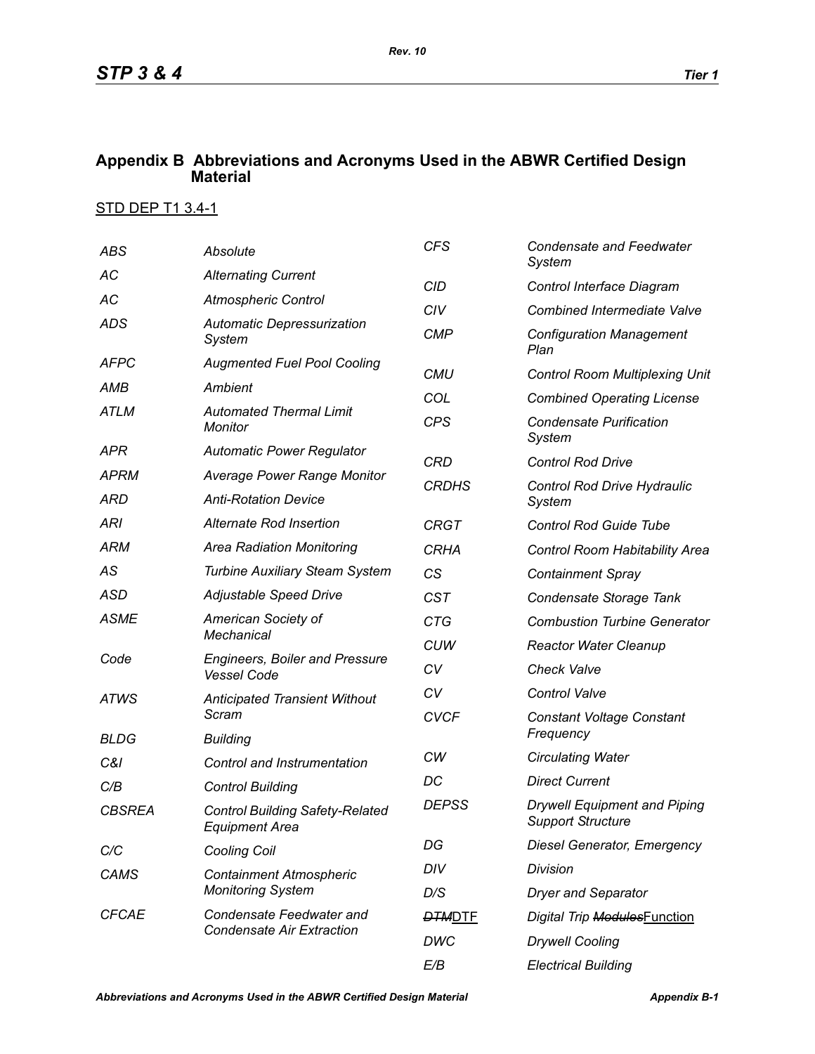## Appendix B Abbreviations and Acronyms Used in the ABWR Certified Design Material

STD DEP T1 3.4-1

| | |
|---|---|
| *ABS* | *Absolute* |
| *AC* | *Alternating Current* |
| *AC* | *Atmospheric Control* |
| *ADS* | *Automatic Depressurization System* |
| *AFPC* | *Augmented Fuel Pool Cooling* |
| *AMB* | *Ambient* |
| *ATLM* | *Automated Thermal Limit Monitor* |
| *APR* | *Automatic Power Regulator* |
| *APRM* | *Average Power Range Monitor* |
| *ARD* | *Anti-Rotation Device* |
| *ARI* | *Alternate Rod Insertion* |
| *ARM* | *Area Radiation Monitoring* |
| *AS* | *Turbine Auxiliary Steam System* |
| *ASD* | *Adjustable Speed Drive* |
| *ASME* | *American Society of Mechanical* |
| *Code* | *Engineers, Boiler and Pressure Vessel Code* |
| *ATWS* | *Anticipated Transient Without Scram* |
| *BLDG* | *Building* |
| *C&I* | *Control and Instrumentation* |
| *C/B* | *Control Building* |
| *CBSREA* | *Control Building Safety-Related Equipment Area* |
| *C/C* | *Cooling Coil* |
| *CAMS* | *Containment Atmospheric Monitoring System* |
| *CFCAE* | *Condensate Feedwater and Condensate Air Extraction* |
| *CFS* | *Condensate and Feedwater System* |
| *CID* | *Control Interface Diagram* |
| *CIV* | *Combined Intermediate Valve* |
| *CMP* | *Configuration Management Plan* |
| *CMU* | *Control Room Multiplexing Unit* |
| *COL* | *Combined Operating License* |
| *CPS* | *Condensate Purification System* |
| *CRD* | *Control Rod Drive* |
| *CRDHS* | *Control Rod Drive Hydraulic System* |
| *CRGT* | *Control Rod Guide Tube* |
| *CRHA* | *Control Room Habitability Area* |
| *CS* | *Containment Spray* |
| *CST* | *Condensate Storage Tank* |
| *CTG* | *Combustion Turbine Generator* |
| *CUW* | *Reactor Water Cleanup* |
| *CV* | *Check Valve* |
| *CV* | *Control Valve* |
| *CVCF* | *Constant Voltage Constant Frequency* |
| *CW* | *Circulating Water* |
| *DC* | *Direct Current* |
| *DEPSS* | *Drywell Equipment and Piping Support Structure* |
| *DG* | *Diesel Generator, Emergency* |
| *DIV* | *Division* |
| *D/S* | *Dryer and Separator* |
| ~~*DTM*~~<u>DTF</u> | *Digital Trip* ~~*Modules*~~<u>Function</u> |
| *DWC* | *Drywell Cooling* |
| *E/B* | *Electrical Building* |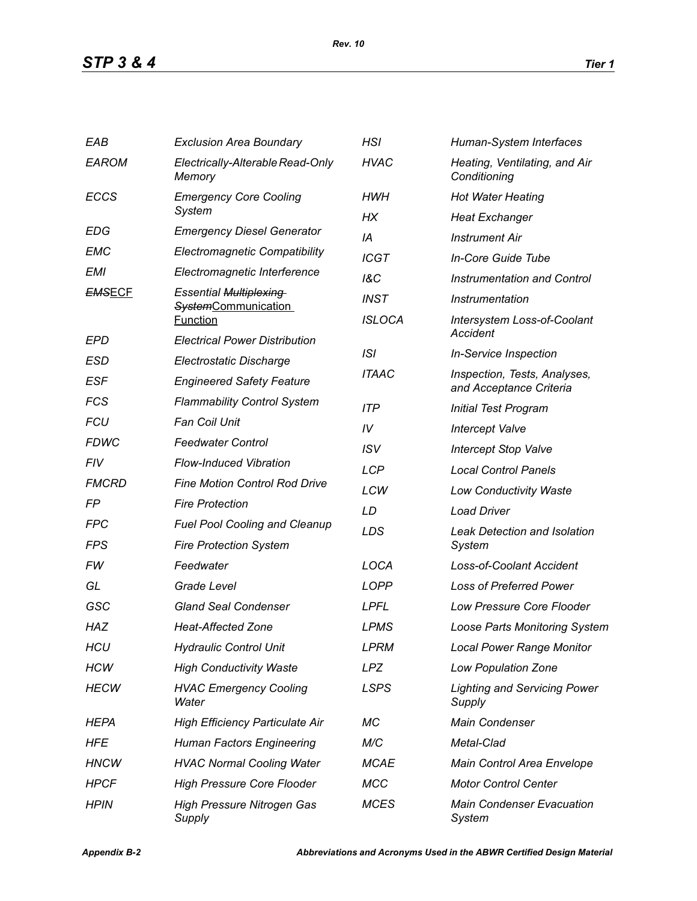| | |
|---|---|
| *EAB* | *Exclusion Area Boundary* |
| *EAROM* | *Electrically-Alterable Read-Only Memory* |
| *ECCS* | *Emergency Core Cooling System* |
| *EDG* | *Emergency Diesel Generator* |
| *EMC* | *Electromagnetic Compatibility* |
| *EMI* | *Electromagnetic Interference* |
| ~~*EMS*~~ECF | *Essential* ~~*Multiplexing System*~~Communication Function |
| *EPD* | *Electrical Power Distribution* |
| *ESD* | *Electrostatic Discharge* |
| *ESF* | *Engineered Safety Feature* |
| *FCS* | *Flammability Control System* |
| *FCU* | *Fan Coil Unit* |
| *FDWC* | *Feedwater Control* |
| *FIV* | *Flow-Induced Vibration* |
| *FMCRD* | *Fine Motion Control Rod Drive* |
| *FP* | *Fire Protection* |
| *FPC* | *Fuel Pool Cooling and Cleanup* |
| *FPS* | *Fire Protection System* |
| *FW* | *Feedwater* |
| *GL* | *Grade Level* |
| *GSC* | *Gland Seal Condenser* |
| *HAZ* | *Heat-Affected Zone* |
| *HCU* | *Hydraulic Control Unit* |
| *HCW* | *High Conductivity Waste* |
| *HECW* | *HVAC Emergency Cooling Water* |
| *HEPA* | *High Efficiency Particulate Air* |
| *HFE* | *Human Factors Engineering* |
| *HNCW* | *HVAC Normal Cooling Water* |
| *HPCF* | *High Pressure Core Flooder* |
| *HPIN* | *High Pressure Nitrogen Gas Supply* |
| *HSI* | *Human-System Interfaces* |
| *HVAC* | *Heating, Ventilating, and Air Conditioning* |
| *HWH* | *Hot Water Heating* |
| *HX* | *Heat Exchanger* |
| *IA* | *Instrument Air* |
| *ICGT* | *In-Core Guide Tube* |
| *I&C* | *Instrumentation and Control* |
| *INST* | *Instrumentation* |
| *ISLOCA* | *Intersystem Loss-of-Coolant Accident* |
| *ISI* | *In-Service Inspection* |
| *ITAAC* | *Inspection, Tests, Analyses, and Acceptance Criteria* |
| *ITP* | *Initial Test Program* |
| *IV* | *Intercept Valve* |
| *ISV* | *Intercept Stop Valve* |
| *LCP* | *Local Control Panels* |
| *LCW* | *Low Conductivity Waste* |
| *LD* | *Load Driver* |
| *LDS* | *Leak Detection and Isolation System* |
| *LOCA* | *Loss-of-Coolant Accident* |
| *LOPP* | *Loss of Preferred Power* |
| *LPFL* | *Low Pressure Core Flooder* |
| *LPMS* | *Loose Parts Monitoring System* |
| *LPRM* | *Local Power Range Monitor* |
| *LPZ* | *Low Population Zone* |
| *LSPS* | *Lighting and Servicing Power Supply* |
| *MC* | *Main Condenser* |
| *M/C* | *Metal-Clad* |
| *MCAE* | *Main Control Area Envelope* |
| *MCC* | *Motor Control Center* |
| *MCES* | *Main Condenser Evacuation System* |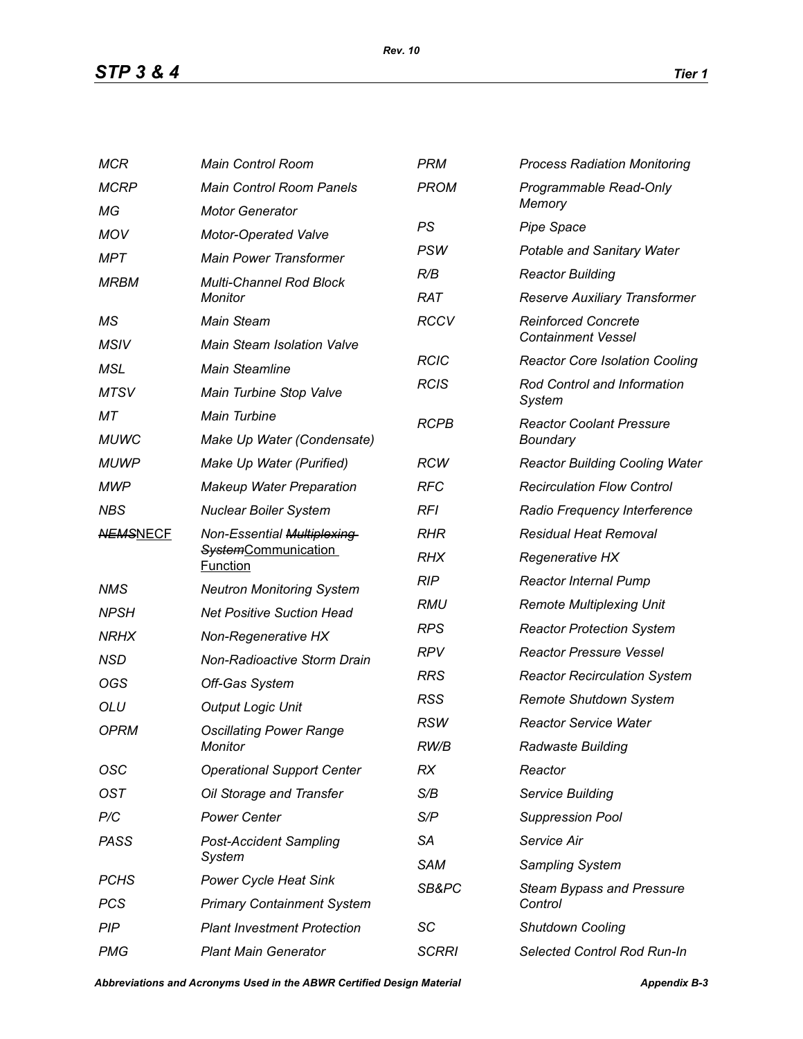| | |
|---|---|
| MCR | Main Control Room |
| MCRP | Main Control Room Panels |
| MG | Motor Generator |
| MOV | Motor-Operated Valve |
| MPT | Main Power Transformer |
| MRBM | Multi-Channel Rod Block Monitor |
| MS | Main Steam |
| MSIV | Main Steam Isolation Valve |
| MSL | Main Steamline |
| MTSV | Main Turbine Stop Valve |
| MT | Main Turbine |
| MUWC | Make Up Water (Condensate) |
| MUWP | Make Up Water (Purified) |
| MWP | Makeup Water Preparation |
| NBS | Nuclear Boiler System |
| ~~NEMS~~NECF | Non-Essential ~~Multiplexing System~~Communication Function |
| NMS | Neutron Monitoring System |
| NPSH | Net Positive Suction Head |
| NRHX | Non-Regenerative HX |
| NSD | Non-Radioactive Storm Drain |
| OGS | Off-Gas System |
| OLU | Output Logic Unit |
| OPRM | Oscillating Power Range Monitor |
| OSC | Operational Support Center |
| OST | Oil Storage and Transfer |
| P/C | Power Center |
| PASS | Post-Accident Sampling System |
| PCHS | Power Cycle Heat Sink |
| PCS | Primary Containment System |
| PIP | Plant Investment Protection |
| PMG | Plant Main Generator |
| PRM | Process Radiation Monitoring |
| PROM | Programmable Read-Only Memory |
| PS | Pipe Space |
| PSW | Potable and Sanitary Water |
| R/B | Reactor Building |
| RAT | Reserve Auxiliary Transformer |
| RCCV | Reinforced Concrete Containment Vessel |
| RCIC | Reactor Core Isolation Cooling |
| RCIS | Rod Control and Information System |
| RCPB | Reactor Coolant Pressure Boundary |
| RCW | Reactor Building Cooling Water |
| RFC | Recirculation Flow Control |
| RFI | Radio Frequency Interference |
| RHR | Residual Heat Removal |
| RHX | Regenerative HX |
| RIP | Reactor Internal Pump |
| RMU | Remote Multiplexing Unit |
| RPS | Reactor Protection System |
| RPV | Reactor Pressure Vessel |
| RRS | Reactor Recirculation System |
| RSS | Remote Shutdown System |
| RSW | Reactor Service Water |
| RW/B | Radwaste Building |
| RX | Reactor |
| S/B | Service Building |
| S/P | Suppression Pool |
| SA | Service Air |
| SAM | Sampling System |
| SB&PC | Steam Bypass and Pressure Control |
| SC | Shutdown Cooling |
| SCRRI | Selected Control Rod Run-In |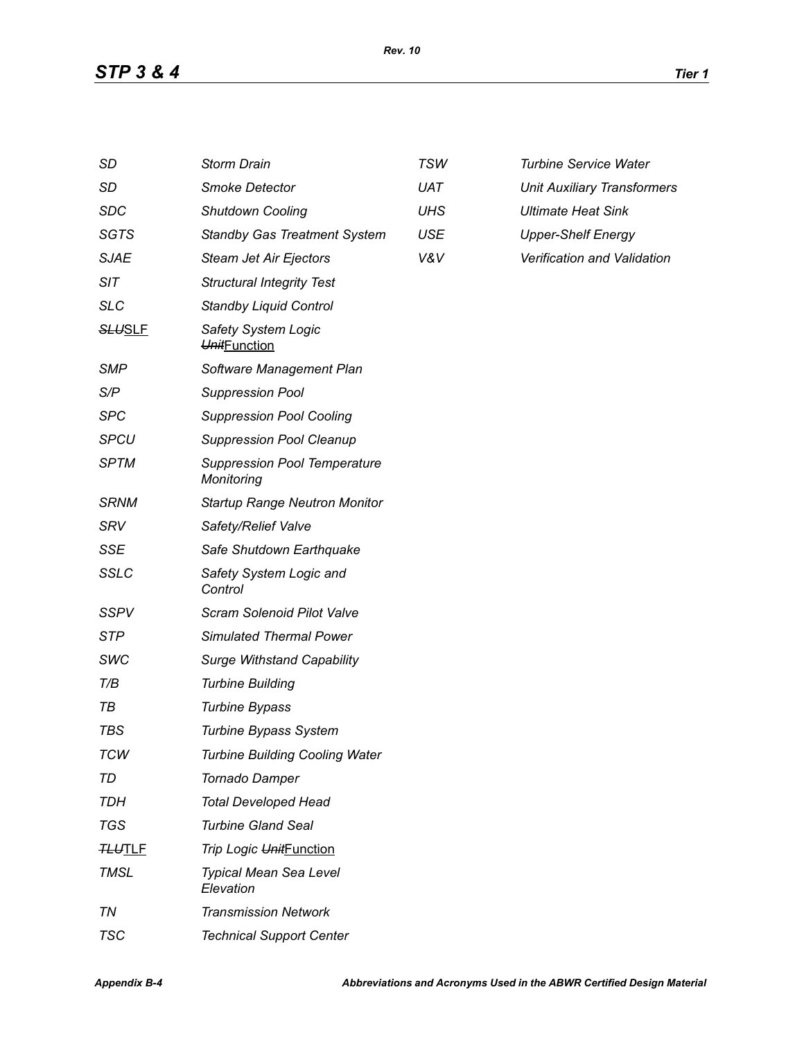| | |
|---|---|
| SD | Storm Drain |
| SD | Smoke Detector |
| SDC | Shutdown Cooling |
| SGTS | Standby Gas Treatment System |
| SJAE | Steam Jet Air Ejectors |
| SIT | Structural Integrity Test |
| SLC | Standby Liquid Control |
| ~~SLU~~SLF | Safety System Logic ~~Unit~~Function |
| SMP | Software Management Plan |
| S/P | Suppression Pool |
| SPC | Suppression Pool Cooling |
| SPCU | Suppression Pool Cleanup |
| SPTM | Suppression Pool Temperature Monitoring |
| SRNM | Startup Range Neutron Monitor |
| SRV | Safety/Relief Valve |
| SSE | Safe Shutdown Earthquake |
| SSLC | Safety System Logic and Control |
| SSPV | Scram Solenoid Pilot Valve |
| STP | Simulated Thermal Power |
| SWC | Surge Withstand Capability |
| T/B | Turbine Building |
| TB | Turbine Bypass |
| TBS | Turbine Bypass System |
| TCW | Turbine Building Cooling Water |
| TD | Tornado Damper |
| TDH | Total Developed Head |
| TGS | Turbine Gland Seal |
| ~~TLU~~TLF | Trip Logic ~~Unit~~Function |
| TMSL | Typical Mean Sea Level Elevation |
| TN | Transmission Network |
| TSC | Technical Support Center |
| TSW | Turbine Service Water |
| UAT | Unit Auxiliary Transformers |
| UHS | Ultimate Heat Sink |
| USE | Upper-Shelf Energy |
| V&V | Verification and Validation |